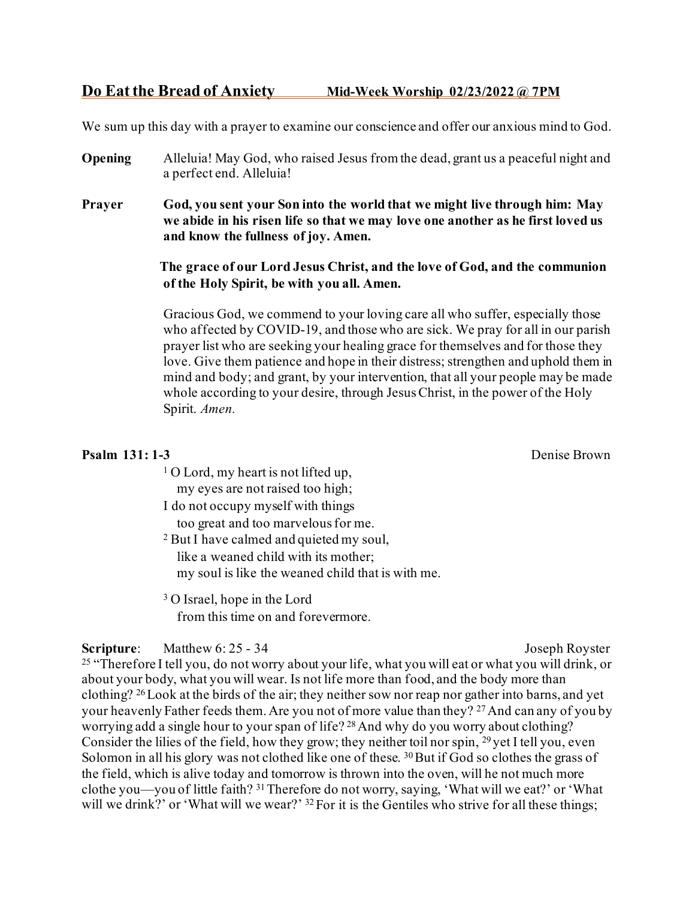## Do Eat the Bread of Anxiety — Mid-Week Worship 02/23/2022 @ 7PM

We sum up this day with a prayer to examine our conscience and offer our anxious mind to God.

**Opening** Alleluia! May God, who raised Jesus from the dead, grant us a peaceful night and a perfect end. Alleluia!

**Prayer** **God, you sent your Son into the world that we might live through him: May we abide in his risen life so that we may love one another as he first loved us and know the fullness of joy. Amen.**

**The grace of our Lord Jesus Christ, and the love of God, and the communion of the Holy Spirit, be with you all. Amen.**

Gracious God, we commend to your loving care all who suffer, especially those who affected by COVID-19, and those who are sick. We pray for all in our parish prayer list who are seeking your healing grace for themselves and for those they love. Give them patience and hope in their distress; strengthen and uphold them in mind and body; and grant, by your intervention, that all your people may be made whole according to your desire, through Jesus Christ, in the power of the Holy Spirit. *Amen.*

**Psalm 131: 1-3** Denise Brown

[1] O Lord, my heart is not lifted up,
my eyes are not raised too high;
I do not occupy myself with things
too great and too marvelous for me.
[2] But I have calmed and quieted my soul,
like a weaned child with its mother;
my soul is like the weaned child that is with me.

[3] O Israel, hope in the Lord
from this time on and forevermore.

**Scripture**: Matthew 6: 25 - 34 Joseph Royster

[25] "Therefore I tell you, do not worry about your life, what you will eat or what you will drink, or about your body, what you will wear. Is not life more than food, and the body more than clothing? [26] Look at the birds of the air; they neither sow nor reap nor gather into barns, and yet your heavenly Father feeds them. Are you not of more value than they? [27] And can any of you by worrying add a single hour to your span of life? [28] And why do you worry about clothing? Consider the lilies of the field, how they grow; they neither toil nor spin, [29] yet I tell you, even Solomon in all his glory was not clothed like one of these. [30] But if God so clothes the grass of the field, which is alive today and tomorrow is thrown into the oven, will he not much more clothe you—you of little faith? [31] Therefore do not worry, saying, 'What will we eat?' or 'What will we drink?' or 'What will we wear?' [32] For it is the Gentiles who strive for all these things;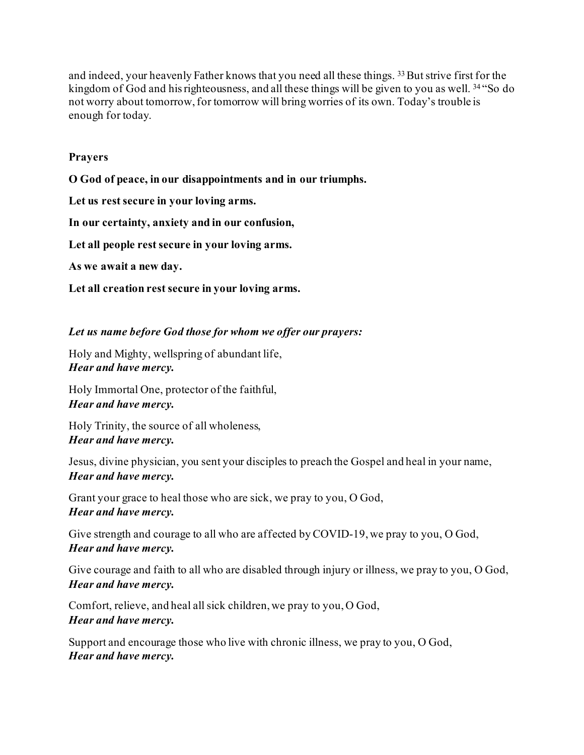and indeed, your heavenly Father knows that you need all these things. [33] But strive first for the kingdom of God and his righteousness, and all these things will be given to you as well. [34] "So do not worry about tomorrow, for tomorrow will bring worries of its own. Today's trouble is enough for today.

**Prayers**

**O God of peace, in our disappointments and in our triumphs.**

**Let us rest secure in your loving arms.**

**In our certainty, anxiety and in our confusion,**

**Let all people rest secure in your loving arms.**

**As we await a new day.**

**Let all creation rest secure in your loving arms.**

***Let us name before God those for whom we offer our prayers:***

Holy and Mighty, wellspring of abundant life,
***Hear and have mercy.***

Holy Immortal One, protector of the faithful,
***Hear and have mercy.***

Holy Trinity, the source of all wholeness,
***Hear and have mercy.***

Jesus, divine physician, you sent your disciples to preach the Gospel and heal in your name,
***Hear and have mercy.***

Grant your grace to heal those who are sick, we pray to you, O God,
***Hear and have mercy.***

Give strength and courage to all who are affected by COVID-19, we pray to you, O God,
***Hear and have mercy.***

Give courage and faith to all who are disabled through injury or illness, we pray to you, O God,
***Hear and have mercy.***

Comfort, relieve, and heal all sick children, we pray to you, O God,
***Hear and have mercy.***

Support and encourage those who live with chronic illness, we pray to you, O God,
***Hear and have mercy.***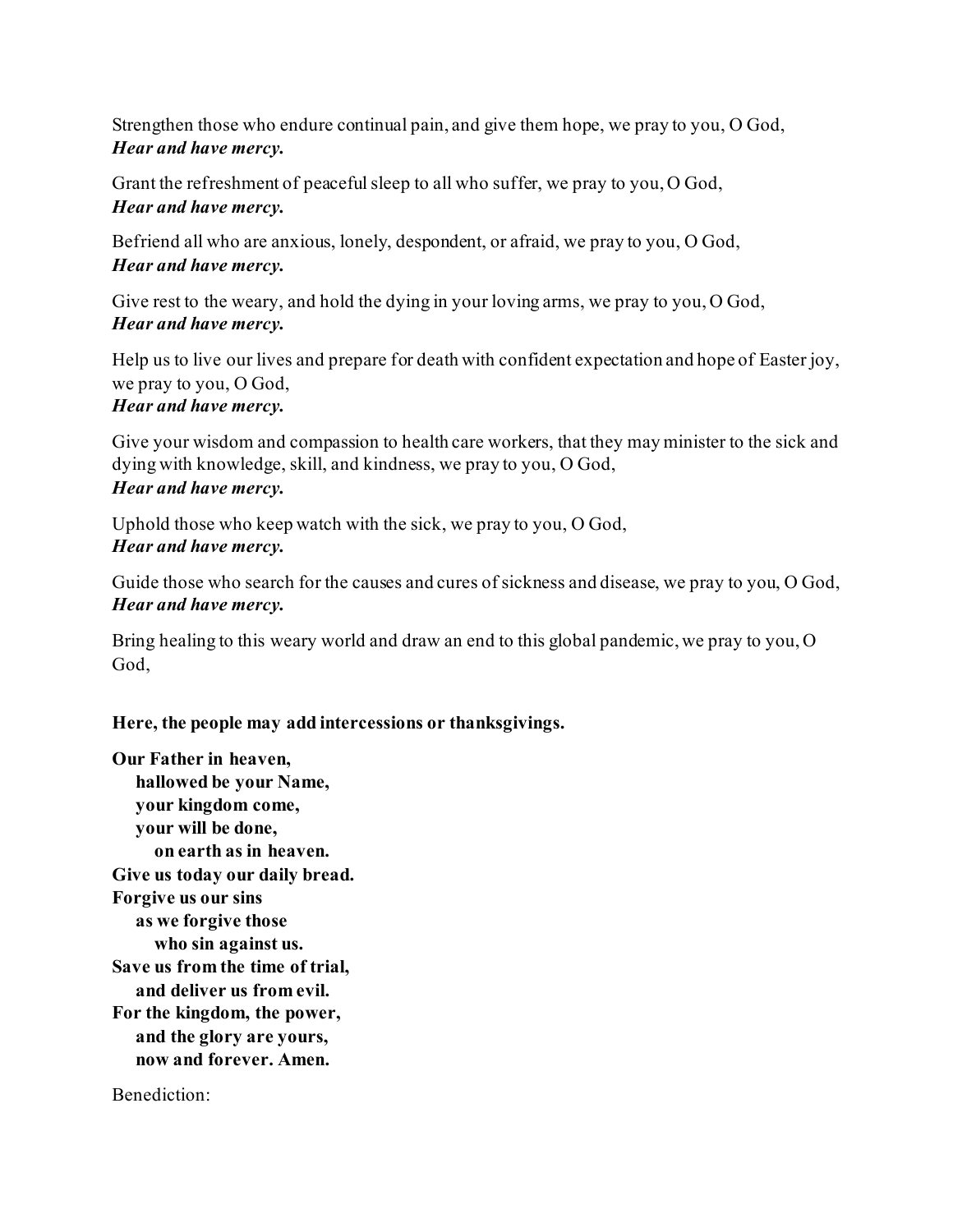Strengthen those who endure continual pain, and give them hope, we pray to you, O God,
***Hear and have mercy.***

Grant the refreshment of peaceful sleep to all who suffer, we pray to you, O God,
***Hear and have mercy.***

Befriend all who are anxious, lonely, despondent, or afraid, we pray to you, O God,
***Hear and have mercy.***

Give rest to the weary, and hold the dying in your loving arms, we pray to you, O God,
***Hear and have mercy.***

Help us to live our lives and prepare for death with confident expectation and hope of Easter joy, we pray to you, O God,
***Hear and have mercy.***

Give your wisdom and compassion to health care workers, that they may minister to the sick and dying with knowledge, skill, and kindness, we pray to you, O God,
***Hear and have mercy.***

Uphold those who keep watch with the sick, we pray to you, O God,
***Hear and have mercy.***

Guide those who search for the causes and cures of sickness and disease, we pray to you, O God,
***Hear and have mercy.***

Bring healing to this weary world and draw an end to this global pandemic, we pray to you, O God,

**Here, the people may add intercessions or thanksgivings.**

**Our Father in heaven,**
**hallowed be your Name,**
**your kingdom come,**
**your will be done,**
**on earth as in heaven.**
**Give us today our daily bread.**
**Forgive us our sins**
**as we forgive those**
**who sin against us.**
**Save us from the time of trial,**
**and deliver us from evil.**
**For the kingdom, the power,**
**and the glory are yours,**
**now and forever. Amen.**

Benediction: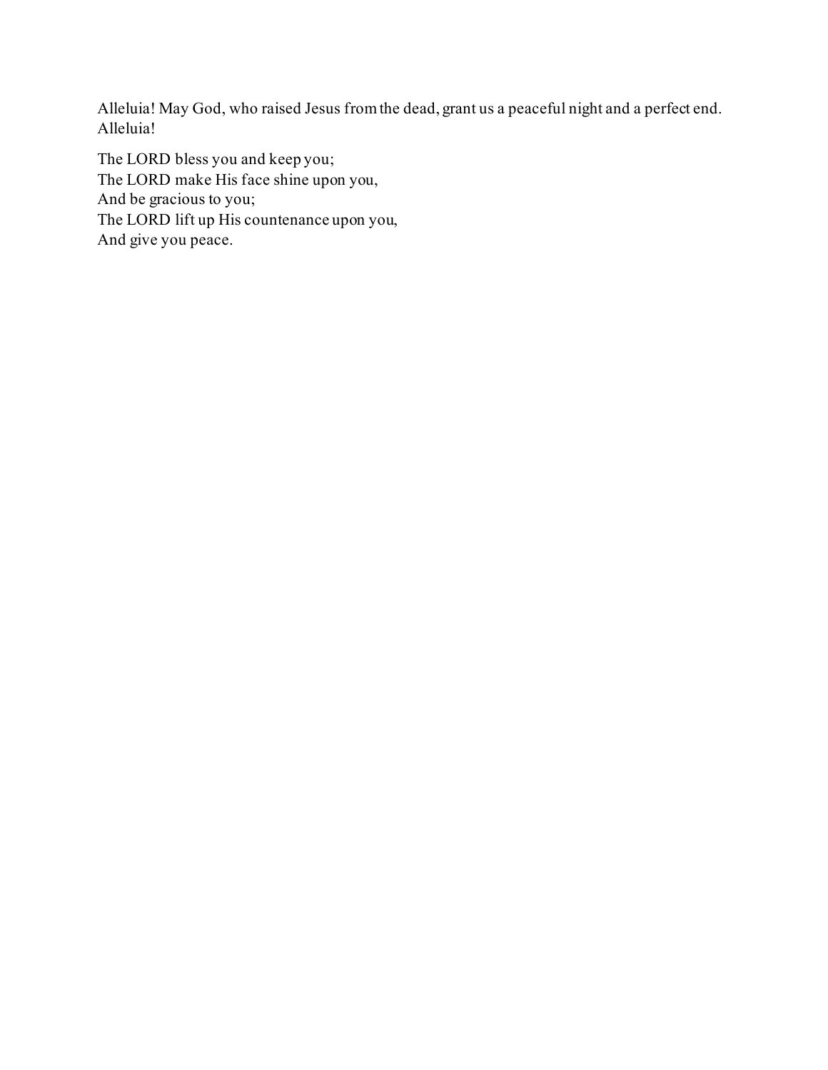Alleluia! May God, who raised Jesus from the dead, grant us a peaceful night and a perfect end. Alleluia!

The LORD bless you and keep you;  
The LORD make His face shine upon you,  
And be gracious to you;  
The LORD lift up His countenance upon you,  
And give you peace.